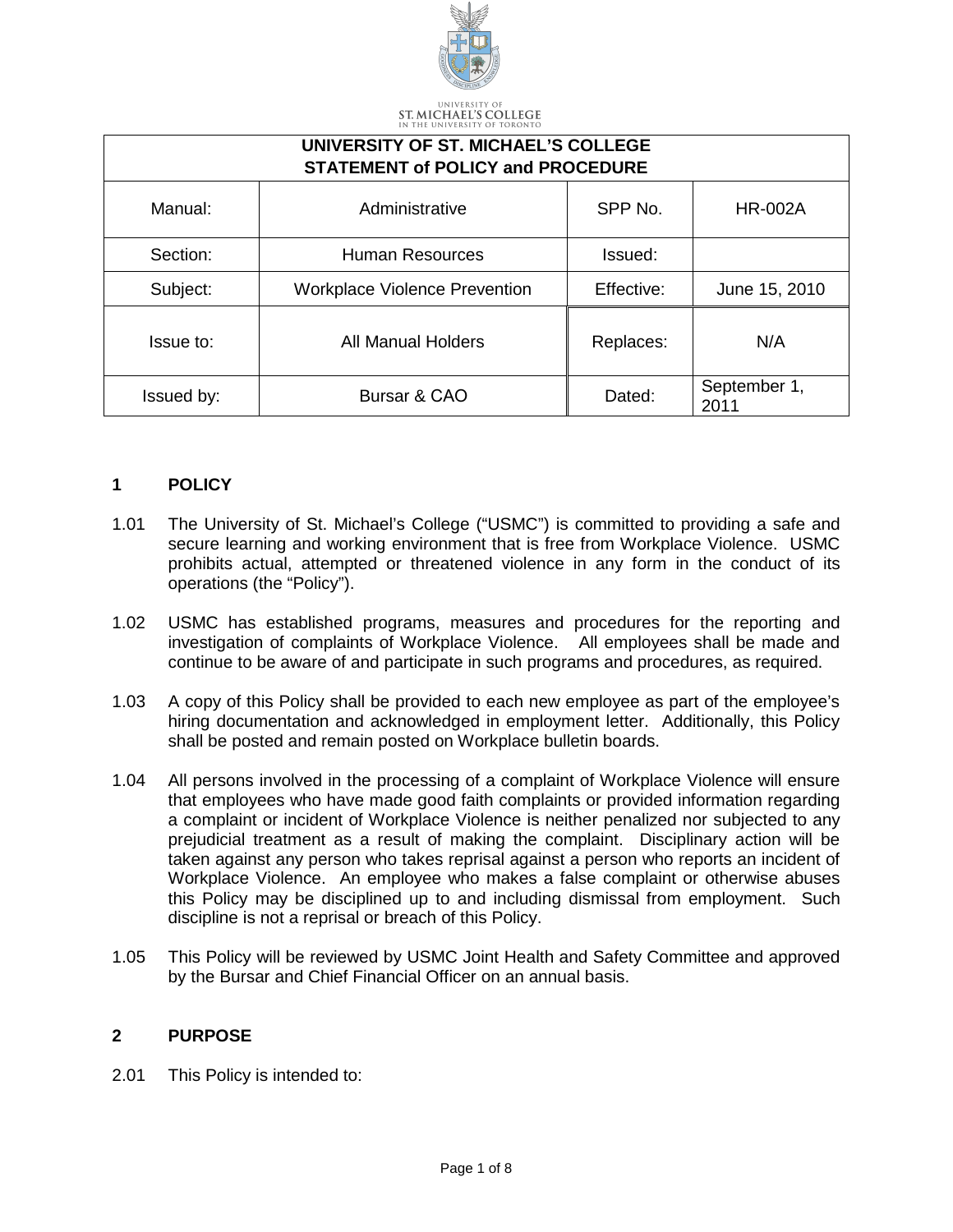UNIVERSITY OF
ST. MICHAEL'S COLLEGE
IN THE UNIVERSITY OF TORONTO

| UNIVERSITY OF ST. MICHAEL'S COLLEGE<br>STATEMENT of POLICY and PROCEDURE | | | |
|---|---|---|---|
| Manual: | Administrative | SPP No. | HR-002A |
| Section: | Human Resources | Issued: | |
| Subject: | Workplace Violence Prevention | Effective: | June 15, 2010 |
| Issue to: | All Manual Holders | Replaces: | N/A |
| Issued by: | Bursar & CAO | Dated: | September 1, 2011 |

## 1 POLICY

1.01 The University of St. Michael's College ("USMC") is committed to providing a safe and secure learning and working environment that is free from Workplace Violence. USMC prohibits actual, attempted or threatened violence in any form in the conduct of its operations (the "Policy").

1.02 USMC has established programs, measures and procedures for the reporting and investigation of complaints of Workplace Violence. All employees shall be made and continue to be aware of and participate in such programs and procedures, as required.

1.03 A copy of this Policy shall be provided to each new employee as part of the employee's hiring documentation and acknowledged in employment letter. Additionally, this Policy shall be posted and remain posted on Workplace bulletin boards.

1.04 All persons involved in the processing of a complaint of Workplace Violence will ensure that employees who have made good faith complaints or provided information regarding a complaint or incident of Workplace Violence is neither penalized nor subjected to any prejudicial treatment as a result of making the complaint. Disciplinary action will be taken against any person who takes reprisal against a person who reports an incident of Workplace Violence. An employee who makes a false complaint or otherwise abuses this Policy may be disciplined up to and including dismissal from employment. Such discipline is not a reprisal or breach of this Policy.

1.05 This Policy will be reviewed by USMC Joint Health and Safety Committee and approved by the Bursar and Chief Financial Officer on an annual basis.

## 2 PURPOSE

2.01 This Policy is intended to: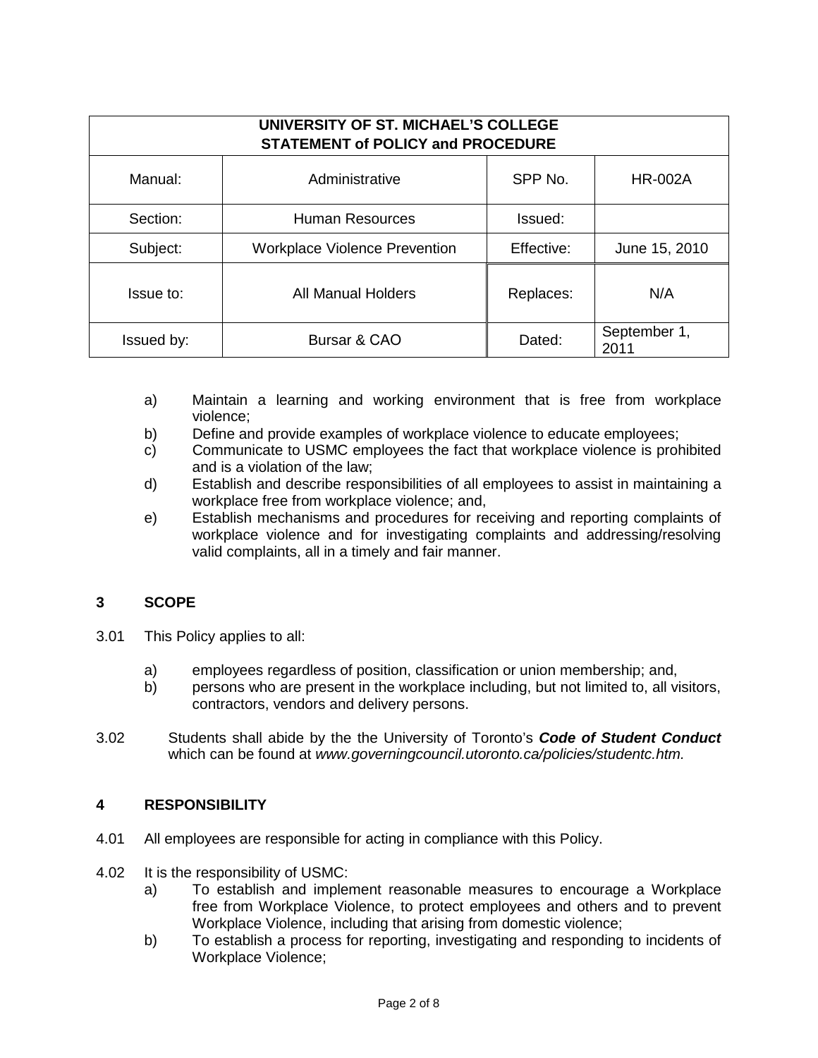| UNIVERSITY OF ST. MICHAEL'S COLLEGE STATEMENT of POLICY and PROCEDURE | | | |
|---|---|---|---|
| Manual: | Administrative | SPP No. | HR-002A |
| Section: | Human Resources | Issued: | |
| Subject: | Workplace Violence Prevention | Effective: | June 15, 2010 |
| Issue to: | All Manual Holders | Replaces: | N/A |
| Issued by: | Bursar & CAO | Dated: | September 1, 2011 |

a) Maintain a learning and working environment that is free from workplace violence;
b) Define and provide examples of workplace violence to educate employees;
c) Communicate to USMC employees the fact that workplace violence is prohibited and is a violation of the law;
d) Establish and describe responsibilities of all employees to assist in maintaining a workplace free from workplace violence; and,
e) Establish mechanisms and procedures for receiving and reporting complaints of workplace violence and for investigating complaints and addressing/resolving valid complaints, all in a timely and fair manner.

## 3 SCOPE

3.01 This Policy applies to all:

a) employees regardless of position, classification or union membership; and,
b) persons who are present in the workplace including, but not limited to, all visitors, contractors, vendors and delivery persons.

3.02 Students shall abide by the the University of Toronto's ***Code of Student Conduct*** which can be found at *www.governingcouncil.utoronto.ca/policies/studentc.htm.*

## 4 RESPONSIBILITY

4.01 All employees are responsible for acting in compliance with this Policy.

4.02 It is the responsibility of USMC:

a) To establish and implement reasonable measures to encourage a Workplace free from Workplace Violence, to protect employees and others and to prevent Workplace Violence, including that arising from domestic violence;
b) To establish a process for reporting, investigating and responding to incidents of Workplace Violence;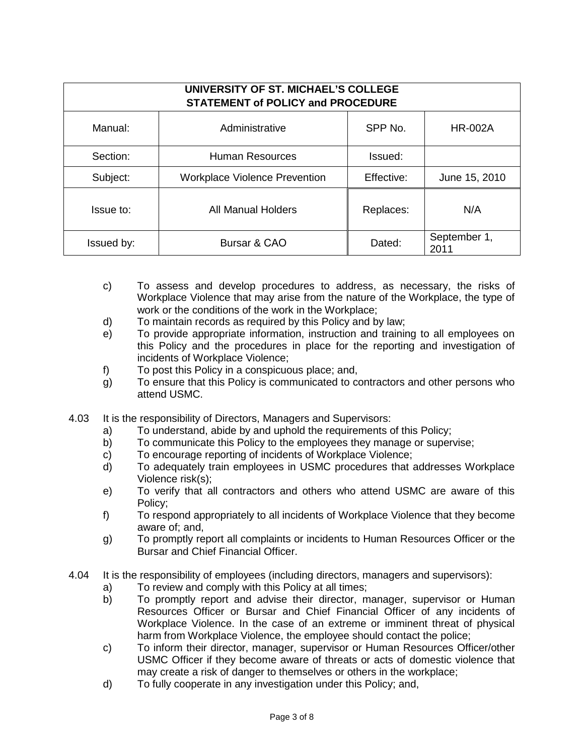| UNIVERSITY OF ST. MICHAEL'S COLLEGE STATEMENT of POLICY and PROCEDURE | | | |
|---|---|---|---|
| Manual: | Administrative | SPP No. | HR-002A |
| Section: | Human Resources | Issued: | |
| Subject: | Workplace Violence Prevention | Effective: | June 15, 2010 |
| Issue to: | All Manual Holders | Replaces: | N/A |
| Issued by: | Bursar & CAO | Dated: | September 1, 2011 |

c) To assess and develop procedures to address, as necessary, the risks of Workplace Violence that may arise from the nature of the Workplace, the type of work or the conditions of the work in the Workplace;

d) To maintain records as required by this Policy and by law;

e) To provide appropriate information, instruction and training to all employees on this Policy and the procedures in place for the reporting and investigation of incidents of Workplace Violence;

f) To post this Policy in a conspicuous place; and,

g) To ensure that this Policy is communicated to contractors and other persons who attend USMC.

4.03 It is the responsibility of Directors, Managers and Supervisors:

a) To understand, abide by and uphold the requirements of this Policy;

b) To communicate this Policy to the employees they manage or supervise;

c) To encourage reporting of incidents of Workplace Violence;

d) To adequately train employees in USMC procedures that addresses Workplace Violence risk(s);

e) To verify that all contractors and others who attend USMC are aware of this Policy;

f) To respond appropriately to all incidents of Workplace Violence that they become aware of; and,

g) To promptly report all complaints or incidents to Human Resources Officer or the Bursar and Chief Financial Officer.

4.04 It is the responsibility of employees (including directors, managers and supervisors):

a) To review and comply with this Policy at all times;

b) To promptly report and advise their director, manager, supervisor or Human Resources Officer or Bursar and Chief Financial Officer of any incidents of Workplace Violence. In the case of an extreme or imminent threat of physical harm from Workplace Violence, the employee should contact the police;

c) To inform their director, manager, supervisor or Human Resources Officer/other USMC Officer if they become aware of threats or acts of domestic violence that may create a risk of danger to themselves or others in the workplace;

d) To fully cooperate in any investigation under this Policy; and,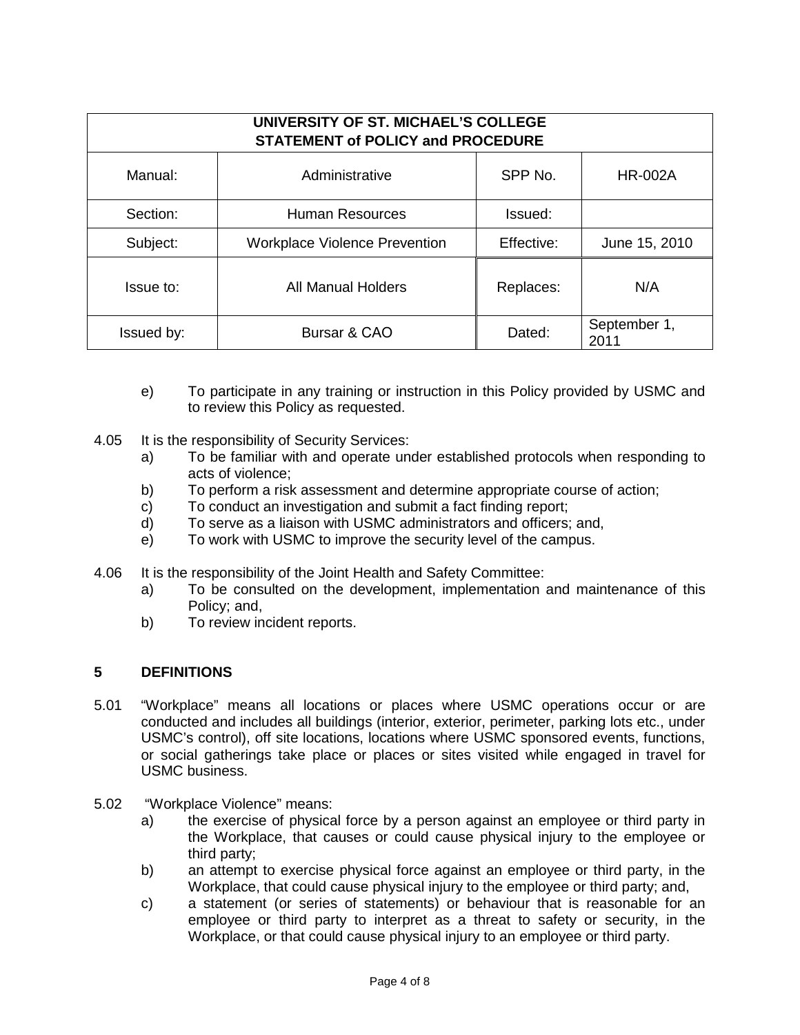| UNIVERSITY OF ST. MICHAEL'S COLLEGE STATEMENT of POLICY and PROCEDURE | | | |
|---|---|---|---|
| Manual: | Administrative | SPP No. | HR-002A |
| Section: | Human Resources | Issued: | |
| Subject: | Workplace Violence Prevention | Effective: | June 15, 2010 |
| Issue to: | All Manual Holders | Replaces: | N/A |
| Issued by: | Bursar & CAO | Dated: | September 1, 2011 |

e) To participate in any training or instruction in this Policy provided by USMC and to review this Policy as requested.

4.05 It is the responsibility of Security Services:

a) To be familiar with and operate under established protocols when responding to acts of violence;
b) To perform a risk assessment and determine appropriate course of action;
c) To conduct an investigation and submit a fact finding report;
d) To serve as a liaison with USMC administrators and officers; and,
e) To work with USMC to improve the security level of the campus.

4.06 It is the responsibility of the Joint Health and Safety Committee:

a) To be consulted on the development, implementation and maintenance of this Policy; and,
b) To review incident reports.

## 5 DEFINITIONS

5.01 "Workplace" means all locations or places where USMC operations occur or are conducted and includes all buildings (interior, exterior, perimeter, parking lots etc., under USMC's control), off site locations, locations where USMC sponsored events, functions, or social gatherings take place or places or sites visited while engaged in travel for USMC business.

5.02 "Workplace Violence" means:

a) the exercise of physical force by a person against an employee or third party in the Workplace, that causes or could cause physical injury to the employee or third party;
b) an attempt to exercise physical force against an employee or third party, in the Workplace, that could cause physical injury to the employee or third party; and,
c) a statement (or series of statements) or behaviour that is reasonable for an employee or third party to interpret as a threat to safety or security, in the Workplace, or that could cause physical injury to an employee or third party.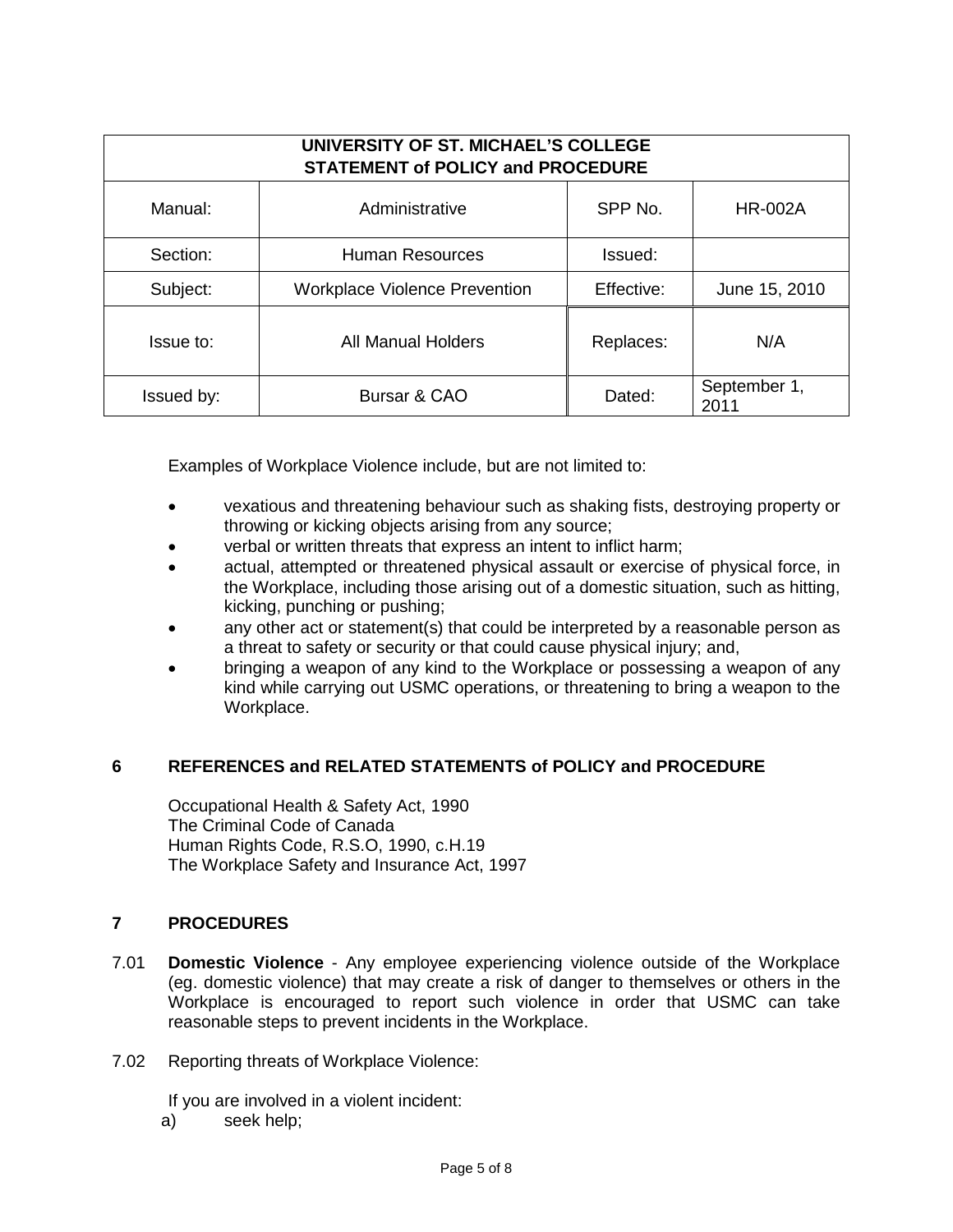| UNIVERSITY OF ST. MICHAEL'S COLLEGE STATEMENT of POLICY and PROCEDURE | | | |
|---|---|---|---|
| Manual: | Administrative | SPP No. | HR-002A |
| Section: | Human Resources | Issued: | |
| Subject: | Workplace Violence Prevention | Effective: | June 15, 2010 |
| Issue to: | All Manual Holders | Replaces: | N/A |
| Issued by: | Bursar & CAO | Dated: | September 1, 2011 |

Examples of Workplace Violence include, but are not limited to:

- vexatious and threatening behaviour such as shaking fists, destroying property or throwing or kicking objects arising from any source;
- verbal or written threats that express an intent to inflict harm;
- actual, attempted or threatened physical assault or exercise of physical force, in the Workplace, including those arising out of a domestic situation, such as hitting, kicking, punching or pushing;
- any other act or statement(s) that could be interpreted by a reasonable person as a threat to safety or security or that could cause physical injury; and,
- bringing a weapon of any kind to the Workplace or possessing a weapon of any kind while carrying out USMC operations, or threatening to bring a weapon to the Workplace.

## 6 REFERENCES and RELATED STATEMENTS of POLICY and PROCEDURE

Occupational Health & Safety Act, 1990
The Criminal Code of Canada
Human Rights Code, R.S.O, 1990, c.H.19
The Workplace Safety and Insurance Act, 1997

## 7 PROCEDURES

7.01 **Domestic Violence** - Any employee experiencing violence outside of the Workplace (eg. domestic violence) that may create a risk of danger to themselves or others in the Workplace is encouraged to report such violence in order that USMC can take reasonable steps to prevent incidents in the Workplace.

7.02 Reporting threats of Workplace Violence:

If you are involved in a violent incident:

a) seek help;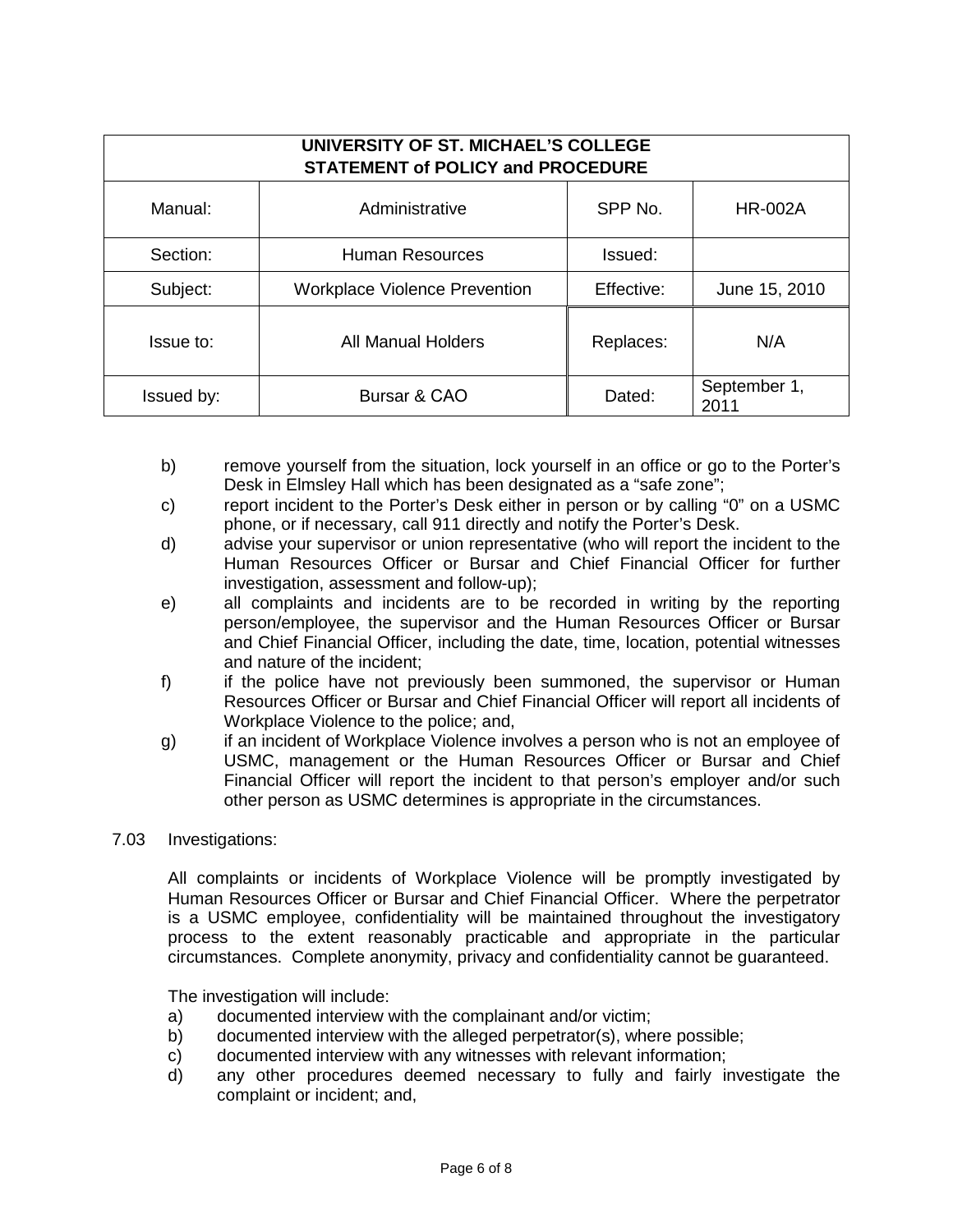| UNIVERSITY OF ST. MICHAEL'S COLLEGE<br>STATEMENT of POLICY and PROCEDURE | | | |
|---|---|---|---|
| Manual: | Administrative | SPP No. | HR-002A |
| Section: | Human Resources | Issued: | |
| Subject: | Workplace Violence Prevention | Effective: | June 15, 2010 |
| Issue to: | All Manual Holders | Replaces: | N/A |
| Issued by: | Bursar & CAO | Dated: | September 1, 2011 |

b) remove yourself from the situation, lock yourself in an office or go to the Porter's Desk in Elmsley Hall which has been designated as a "safe zone";

c) report incident to the Porter's Desk either in person or by calling "0" on a USMC phone, or if necessary, call 911 directly and notify the Porter's Desk.

d) advise your supervisor or union representative (who will report the incident to the Human Resources Officer or Bursar and Chief Financial Officer for further investigation, assessment and follow-up);

e) all complaints and incidents are to be recorded in writing by the reporting person/employee, the supervisor and the Human Resources Officer or Bursar and Chief Financial Officer, including the date, time, location, potential witnesses and nature of the incident;

f) if the police have not previously been summoned, the supervisor or Human Resources Officer or Bursar and Chief Financial Officer will report all incidents of Workplace Violence to the police; and,

g) if an incident of Workplace Violence involves a person who is not an employee of USMC, management or the Human Resources Officer or Bursar and Chief Financial Officer will report the incident to that person's employer and/or such other person as USMC determines is appropriate in the circumstances.

7.03 Investigations:

All complaints or incidents of Workplace Violence will be promptly investigated by Human Resources Officer or Bursar and Chief Financial Officer. Where the perpetrator is a USMC employee, confidentiality will be maintained throughout the investigatory process to the extent reasonably practicable and appropriate in the particular circumstances. Complete anonymity, privacy and confidentiality cannot be guaranteed.

The investigation will include:

a) documented interview with the complainant and/or victim;

b) documented interview with the alleged perpetrator(s), where possible;

c) documented interview with any witnesses with relevant information;

d) any other procedures deemed necessary to fully and fairly investigate the complaint or incident; and,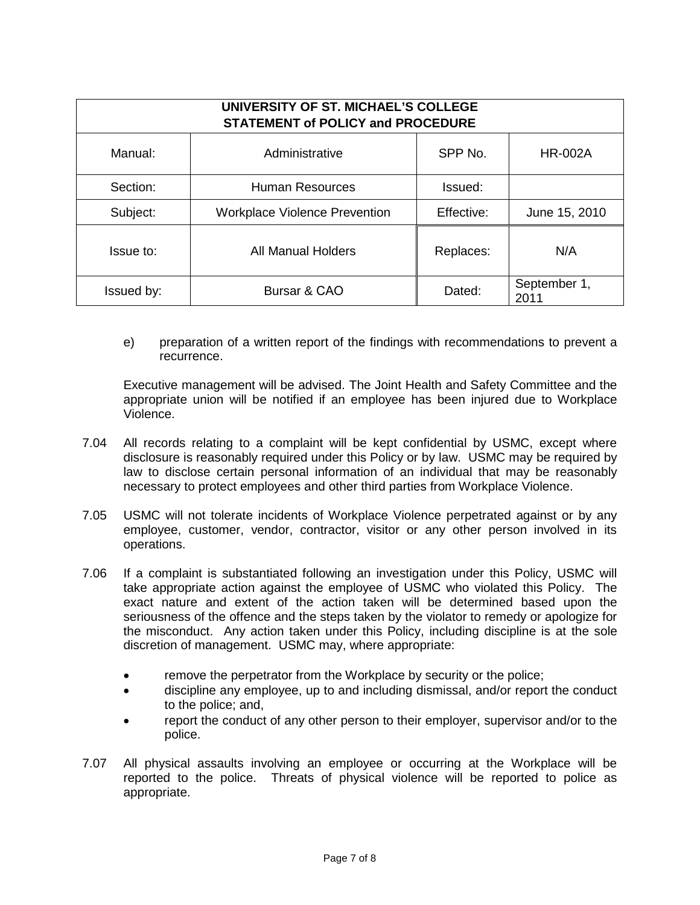| UNIVERSITY OF ST. MICHAEL'S COLLEGE STATEMENT of POLICY and PROCEDURE | | | |
|---|---|---|---|
| Manual: | Administrative | SPP No. | HR-002A |
| Section: | Human Resources | Issued: | |
| Subject: | Workplace Violence Prevention | Effective: | June 15, 2010 |
| Issue to: | All Manual Holders | Replaces: | N/A |
| Issued by: | Bursar & CAO | Dated: | September 1, 2011 |

e) preparation of a written report of the findings with recommendations to prevent a recurrence.

Executive management will be advised. The Joint Health and Safety Committee and the appropriate union will be notified if an employee has been injured due to Workplace Violence.

7.04 All records relating to a complaint will be kept confidential by USMC, except where disclosure is reasonably required under this Policy or by law. USMC may be required by law to disclose certain personal information of an individual that may be reasonably necessary to protect employees and other third parties from Workplace Violence.

7.05 USMC will not tolerate incidents of Workplace Violence perpetrated against or by any employee, customer, vendor, contractor, visitor or any other person involved in its operations.

7.06 If a complaint is substantiated following an investigation under this Policy, USMC will take appropriate action against the employee of USMC who violated this Policy. The exact nature and extent of the action taken will be determined based upon the seriousness of the offence and the steps taken by the violator to remedy or apologize for the misconduct. Any action taken under this Policy, including discipline is at the sole discretion of management. USMC may, where appropriate:

- remove the perpetrator from the Workplace by security or the police;
- discipline any employee, up to and including dismissal, and/or report the conduct to the police; and,
- report the conduct of any other person to their employer, supervisor and/or to the police.

7.07 All physical assaults involving an employee or occurring at the Workplace will be reported to the police. Threats of physical violence will be reported to police as appropriate.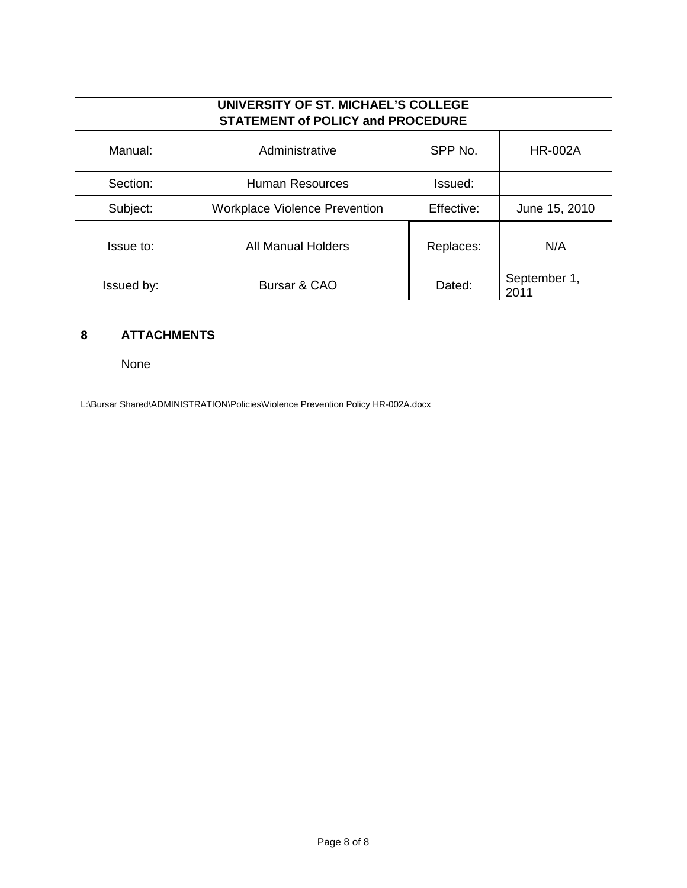| UNIVERSITY OF ST. MICHAEL'S COLLEGE STATEMENT of POLICY and PROCEDURE | | | |
|---|---|---|---|
| Manual: | Administrative | SPP No. | HR-002A |
| Section: | Human Resources | Issued: | |
| Subject: | Workplace Violence Prevention | Effective: | June 15, 2010 |
| Issue to: | All Manual Holders | Replaces: | N/A |
| Issued by: | Bursar & CAO | Dated: | September 1, 2011 |

## 8 ATTACHMENTS

None

L:\Bursar Shared\ADMINISTRATION\Policies\Violence Prevention Policy HR-002A.docx